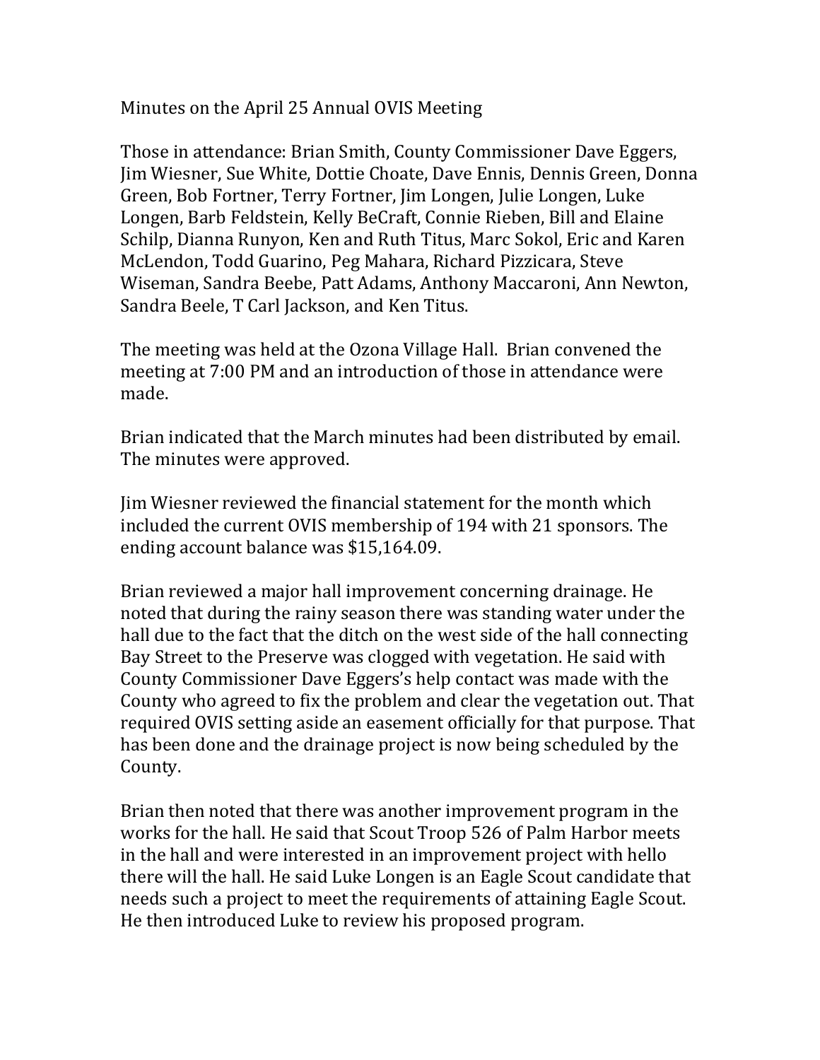Minutes on the April 25 Annual OVIS Meeting

Those in attendance: Brian Smith, County Commissioner Dave Eggers, Jim Wiesner, Sue White, Dottie Choate, Dave Ennis, Dennis Green, Donna Green, Bob Fortner, Terry Fortner, Jim Longen, Julie Longen, Luke Longen, Barb Feldstein, Kelly BeCraft, Connie Rieben, Bill and Elaine Schilp, Dianna Runyon, Ken and Ruth Titus, Marc Sokol, Eric and Karen McLendon, Todd Guarino, Peg Mahara, Richard Pizzicara, Steve Wiseman, Sandra Beebe, Patt Adams, Anthony Maccaroni, Ann Newton, Sandra Beele, T Carl Jackson, and Ken Titus.

The meeting was held at the Ozona Village Hall. Brian convened the meeting at 7:00 PM and an introduction of those in attendance were made.

Brian indicated that the March minutes had been distributed by email. The minutes were approved.

Jim Wiesner reviewed the financial statement for the month which included the current OVIS membership of 194 with 21 sponsors. The ending account balance was $15,164.09.

Brian reviewed a major hall improvement concerning drainage. He noted that during the rainy season there was standing water under the hall due to the fact that the ditch on the west side of the hall connecting Bay Street to the Preserve was clogged with vegetation. He said with County Commissioner Dave Eggers's help contact was made with the County who agreed to fix the problem and clear the vegetation out. That required OVIS setting aside an easement officially for that purpose. That has been done and the drainage project is now being scheduled by the County.

Brian then noted that there was another improvement program in the works for the hall. He said that Scout Troop 526 of Palm Harbor meets in the hall and were interested in an improvement project with hello there will the hall. He said Luke Longen is an Eagle Scout candidate that needs such a project to meet the requirements of attaining Eagle Scout. He then introduced Luke to review his proposed program.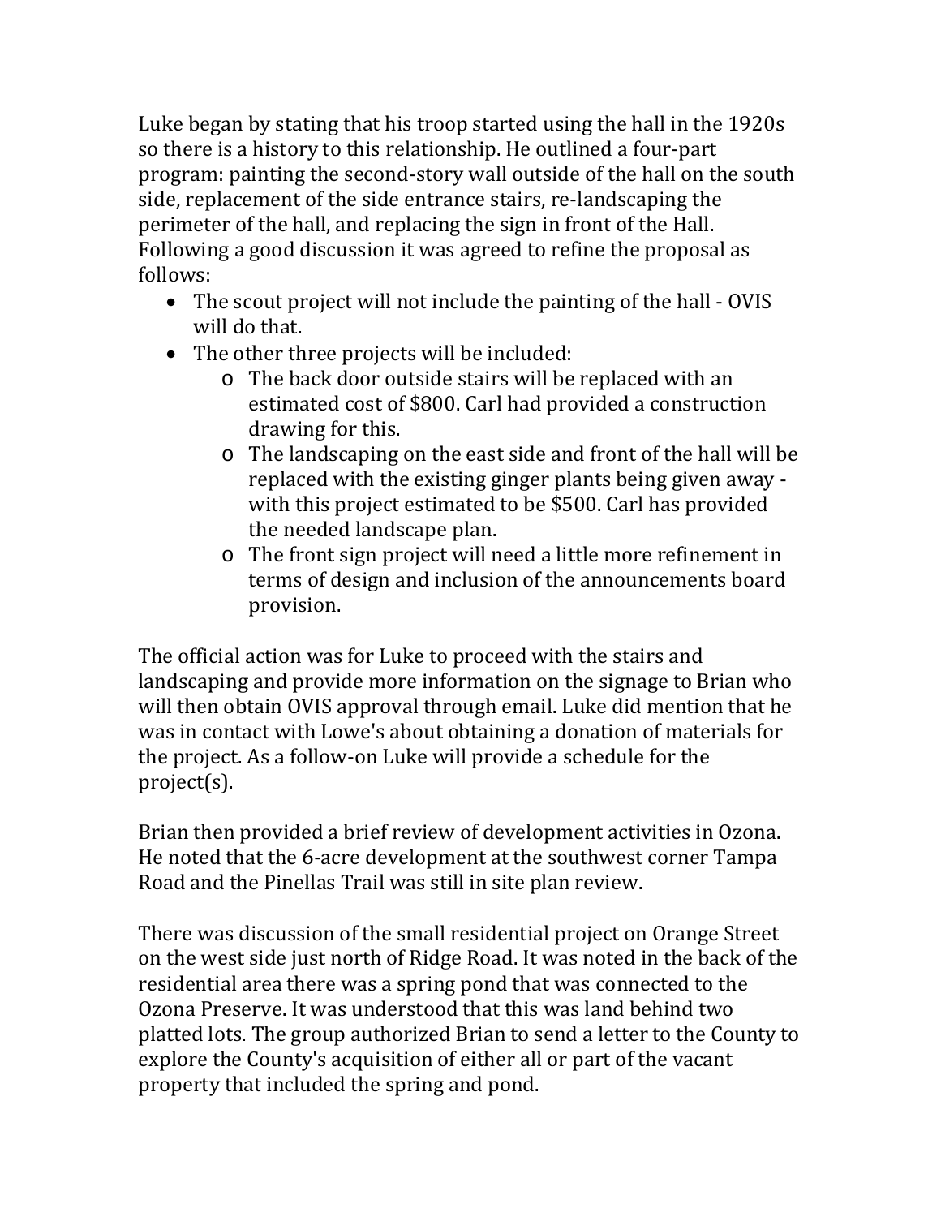Luke began by stating that his troop started using the hall in the 1920s so there is a history to this relationship. He outlined a four-part program: painting the second-story wall outside of the hall on the south side, replacement of the side entrance stairs, re-landscaping the perimeter of the hall, and replacing the sign in front of the Hall. Following a good discussion it was agreed to refine the proposal as follows:

- The scout project will not include the painting of the hall - OVIS will do that.
- The other three projects will be included:
  - The back door outside stairs will be replaced with an estimated cost of $800. Carl had provided a construction drawing for this.
  - The landscaping on the east side and front of the hall will be replaced with the existing ginger plants being given away - with this project estimated to be $500. Carl has provided the needed landscape plan.
  - The front sign project will need a little more refinement in terms of design and inclusion of the announcements board provision.

The official action was for Luke to proceed with the stairs and landscaping and provide more information on the signage to Brian who will then obtain OVIS approval through email. Luke did mention that he was in contact with Lowe's about obtaining a donation of materials for the project. As a follow-on Luke will provide a schedule for the project(s).

Brian then provided a brief review of development activities in Ozona. He noted that the 6-acre development at the southwest corner Tampa Road and the Pinellas Trail was still in site plan review.

There was discussion of the small residential project on Orange Street on the west side just north of Ridge Road. It was noted in the back of the residential area there was a spring pond that was connected to the Ozona Preserve. It was understood that this was land behind two platted lots. The group authorized Brian to send a letter to the County to explore the County's acquisition of either all or part of the vacant property that included the spring and pond.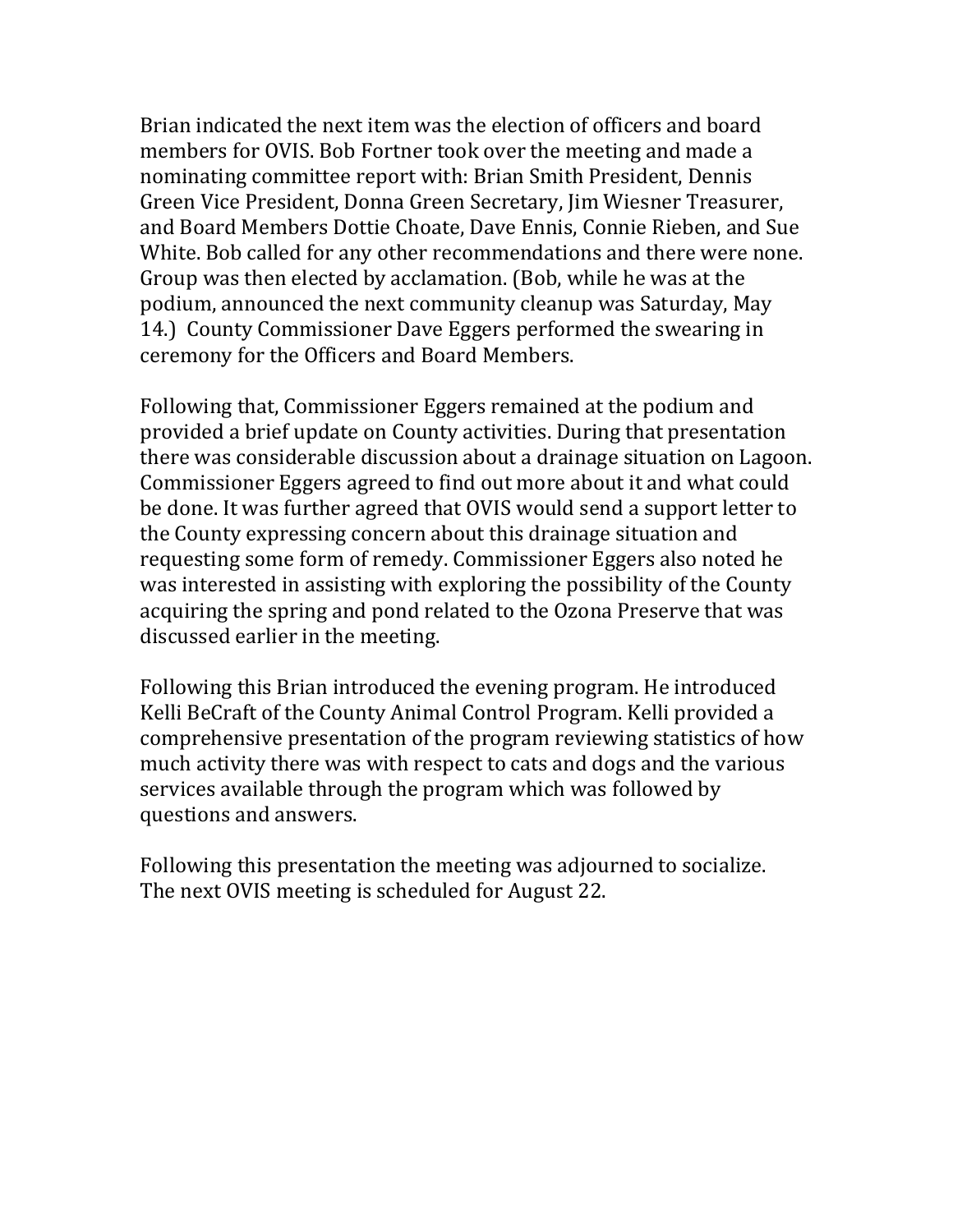Brian indicated the next item was the election of officers and board members for OVIS. Bob Fortner took over the meeting and made a nominating committee report with: Brian Smith President, Dennis Green Vice President, Donna Green Secretary, Jim Wiesner Treasurer, and Board Members Dottie Choate, Dave Ennis, Connie Rieben, and Sue White. Bob called for any other recommendations and there were none. Group was then elected by acclamation. (Bob, while he was at the podium, announced the next community cleanup was Saturday, May 14.) County Commissioner Dave Eggers performed the swearing in ceremony for the Officers and Board Members.

Following that, Commissioner Eggers remained at the podium and provided a brief update on County activities. During that presentation there was considerable discussion about a drainage situation on Lagoon. Commissioner Eggers agreed to find out more about it and what could be done. It was further agreed that OVIS would send a support letter to the County expressing concern about this drainage situation and requesting some form of remedy. Commissioner Eggers also noted he was interested in assisting with exploring the possibility of the County acquiring the spring and pond related to the Ozona Preserve that was discussed earlier in the meeting.

Following this Brian introduced the evening program. He introduced Kelli BeCraft of the County Animal Control Program. Kelli provided a comprehensive presentation of the program reviewing statistics of how much activity there was with respect to cats and dogs and the various services available through the program which was followed by questions and answers.

Following this presentation the meeting was adjourned to socialize. The next OVIS meeting is scheduled for August 22.